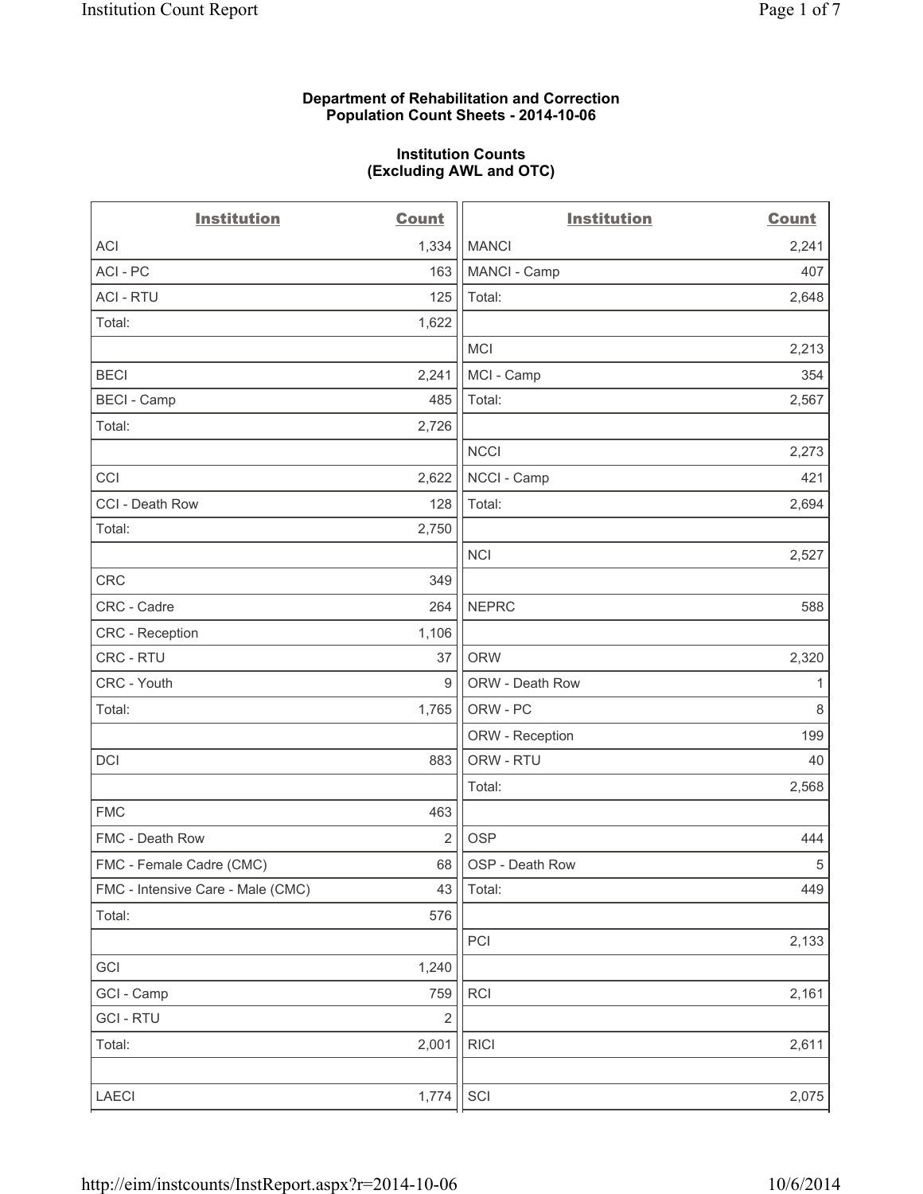**Department of Rehabilitation and Correction**
**Population Count Sheets - 2014-10-06**

**Institution Counts**
**(Excluding AWL and OTC)**

| Institution | Count | Institution | Count |
|---|---|---|---|
| ACI | 1,334 | MANCI | 2,241 |
| ACI - PC | 163 | MANCI - Camp | 407 |
| ACI - RTU | 125 | Total: | 2,648 |
| Total: | 1,622 | | |
| | | MCI | 2,213 |
| BECI | 2,241 | MCI - Camp | 354 |
| BECI - Camp | 485 | Total: | 2,567 |
| Total: | 2,726 | | |
| | | NCCI | 2,273 |
| CCI | 2,622 | NCCI - Camp | 421 |
| CCI - Death Row | 128 | Total: | 2,694 |
| Total: | 2,750 | | |
| | | NCI | 2,527 |
| CRC | 349 | | |
| CRC - Cadre | 264 | NEPRC | 588 |
| CRC - Reception | 1,106 | | |
| CRC - RTU | 37 | ORW | 2,320 |
| CRC - Youth | 9 | ORW - Death Row | 1 |
| Total: | 1,765 | ORW - PC | 8 |
| | | ORW - Reception | 199 |
| DCI | 883 | ORW - RTU | 40 |
| | | Total: | 2,568 |
| FMC | 463 | | |
| FMC - Death Row | 2 | OSP | 444 |
| FMC - Female Cadre (CMC) | 68 | OSP - Death Row | 5 |
| FMC - Intensive Care - Male (CMC) | 43 | Total: | 449 |
| Total: | 576 | | |
| | | PCI | 2,133 |
| GCI | 1,240 | | |
| GCI - Camp | 759 | RCI | 2,161 |
| GCI - RTU | 2 | | |
| Total: | 2,001 | RICI | 2,611 |
| | | | |
| LAECI | 1,774 | SCI | 2,075 |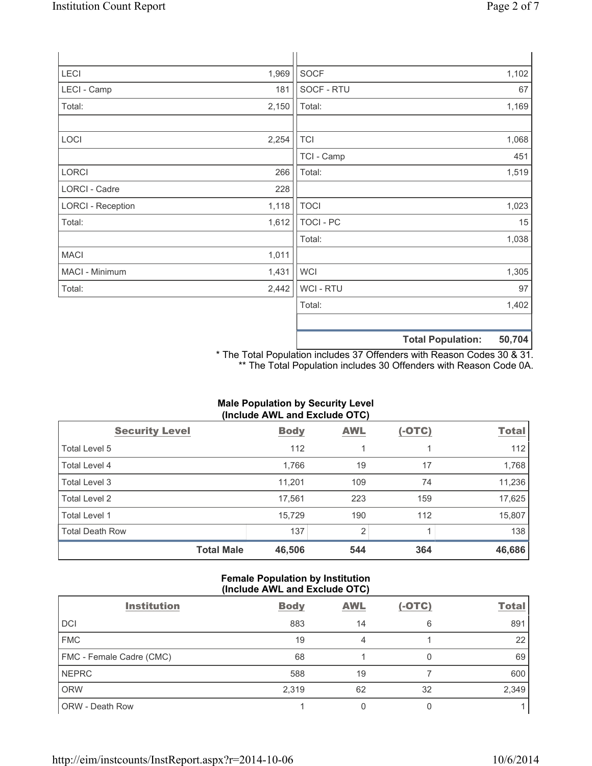| | |
|---|---|
| LECI | 1,969 |
| LECI - Camp | 181 |
| Total: | 2,150 |
| | |
| LOCI | 2,254 |
| | |
| LORCI | 266 |
| LORCI - Cadre | 228 |
| LORCI - Reception | 1,118 |
| Total: | 1,612 |
| | |
| MACI | 1,011 |
| MACI - Minimum | 1,431 |
| Total: | 2,442 |

| | |
|---|---|
| SOCF | 1,102 |
| SOCF - RTU | 67 |
| Total: | 1,169 |
| | |
| TCI | 1,068 |
| TCI - Camp | 451 |
| Total: | 1,519 |
| | |
| TOCI | 1,023 |
| TOCI - PC | 15 |
| Total: | 1,038 |
| | |
| WCI | 1,305 |
| WCI - RTU | 97 |
| Total: | 1,402 |
| | |
| **Total Population:** | **50,704** |

* The Total Population includes 37 Offenders with Reason Codes 30 & 31.
** The Total Population includes 30 Offenders with Reason Code 0A.

**Male Population by Security Level (Include AWL and Exclude OTC)**

| Security Level | Body | AWL | (-OTC) | Total |
|---|---|---|---|---|
| Total Level 5 | 112 | 1 | 1 | 112 |
| Total Level 4 | 1,766 | 19 | 17 | 1,768 |
| Total Level 3 | 11,201 | 109 | 74 | 11,236 |
| Total Level 2 | 17,561 | 223 | 159 | 17,625 |
| Total Level 1 | 15,729 | 190 | 112 | 15,807 |
| Total Death Row | 137 | 2 | 1 | 138 |
| **Total Male** | **46,506** | **544** | **364** | **46,686** |

**Female Population by Institution (Include AWL and Exclude OTC)**

| Institution | Body | AWL | (-OTC) | Total |
|---|---|---|---|---|
| DCI | 883 | 14 | 6 | 891 |
| FMC | 19 | 4 | 1 | 22 |
| FMC - Female Cadre (CMC) | 68 | 1 | 0 | 69 |
| NEPRC | 588 | 19 | 7 | 600 |
| ORW | 2,319 | 62 | 32 | 2,349 |
| ORW - Death Row | 1 | 0 | 0 | 1 |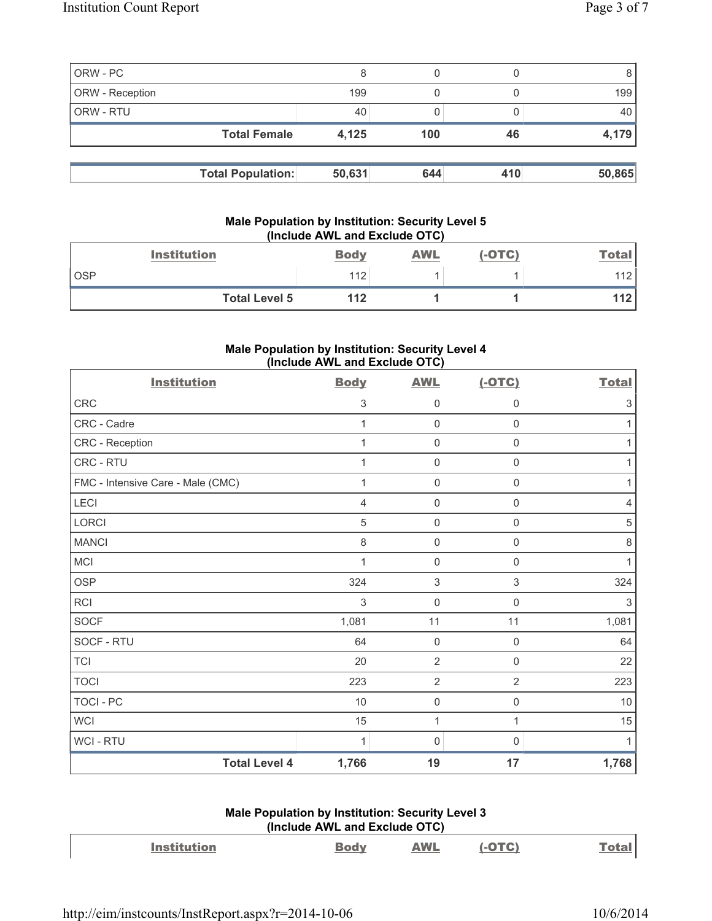| | | | | |
|---|---|---|---|---|
| ORW - PC | 8 | 0 | 0 | 8 |
| ORW - Reception | 199 | 0 | 0 | 199 |
| ORW - RTU | 40 | 0 | 0 | 40 |
| **Total Female** | **4,125** | **100** | **46** | **4,179** |

| | | | | |
|---|---|---|---|---|
| **Total Population:** | **50,631** | **644** | **410** | **50,865** |

### Male Population by Institution: Security Level 5 (Include AWL and Exclude OTC)

| Institution | Body | AWL | (-OTC) | Total |
|---|---|---|---|---|
| OSP | 112 | 1 | 1 | 112 |
| **Total Level 5** | **112** | **1** | **1** | **112** |

### Male Population by Institution: Security Level 4 (Include AWL and Exclude OTC)

| Institution | Body | AWL | (-OTC) | Total |
|---|---|---|---|---|
| CRC | 3 | 0 | 0 | 3 |
| CRC - Cadre | 1 | 0 | 0 | 1 |
| CRC - Reception | 1 | 0 | 0 | 1 |
| CRC - RTU | 1 | 0 | 0 | 1 |
| FMC - Intensive Care - Male (CMC) | 1 | 0 | 0 | 1 |
| LECI | 4 | 0 | 0 | 4 |
| LORCI | 5 | 0 | 0 | 5 |
| MANCI | 8 | 0 | 0 | 8 |
| MCI | 1 | 0 | 0 | 1 |
| OSP | 324 | 3 | 3 | 324 |
| RCI | 3 | 0 | 0 | 3 |
| SOCF | 1,081 | 11 | 11 | 1,081 |
| SOCF - RTU | 64 | 0 | 0 | 64 |
| TCI | 20 | 2 | 0 | 22 |
| TOCI | 223 | 2 | 2 | 223 |
| TOCI - PC | 10 | 0 | 0 | 10 |
| WCI | 15 | 1 | 1 | 15 |
| WCI - RTU | 1 | 0 | 0 | 1 |
| **Total Level 4** | **1,766** | **19** | **17** | **1,768** |

### Male Population by Institution: Security Level 3 (Include AWL and Exclude OTC)

| Institution | Body | AWL | (-OTC) | Total |
|---|---|---|---|---|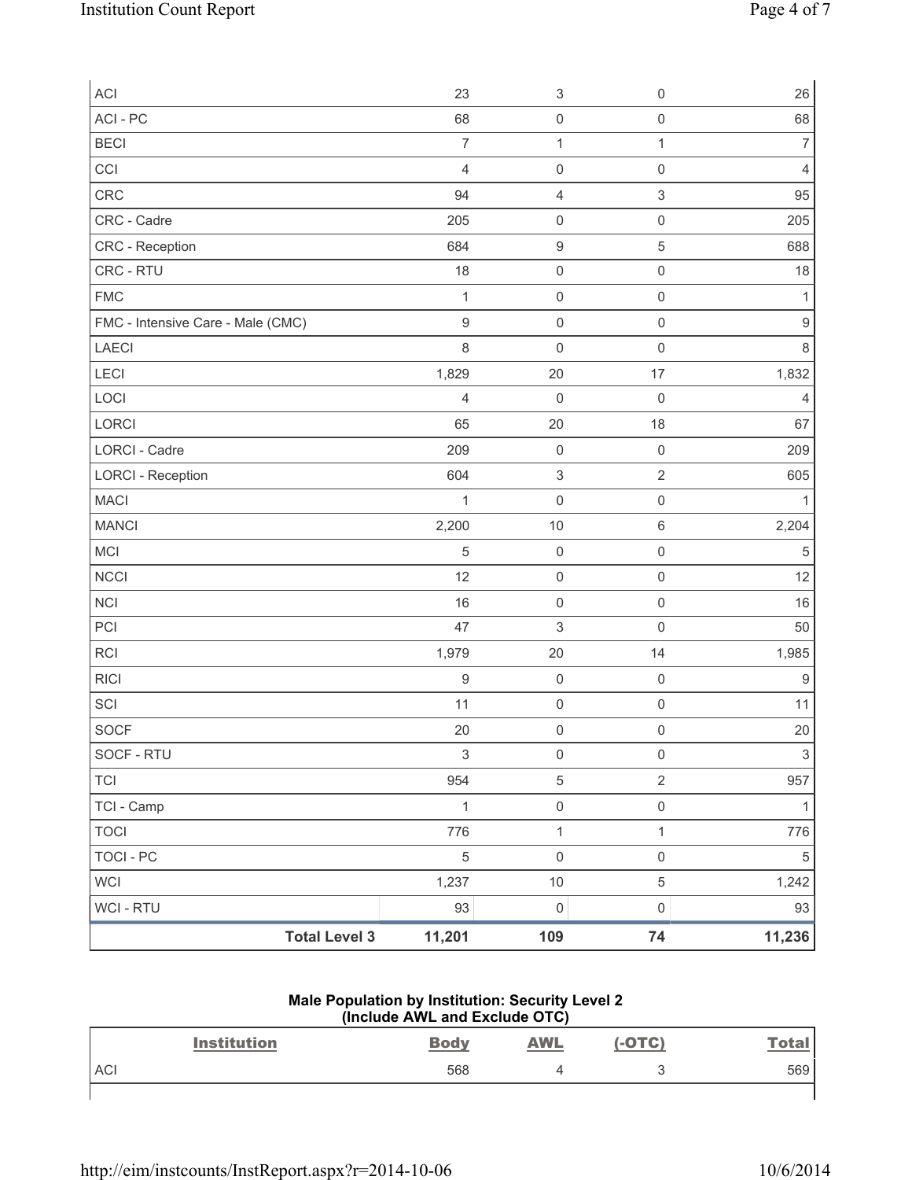| | | | | |
|---|---|---|---|---|
| ACI | 23 | 3 | 0 | 26 |
| ACI - PC | 68 | 0 | 0 | 68 |
| BECI | 7 | 1 | 1 | 7 |
| CCI | 4 | 0 | 0 | 4 |
| CRC | 94 | 4 | 3 | 95 |
| CRC - Cadre | 205 | 0 | 0 | 205 |
| CRC - Reception | 684 | 9 | 5 | 688 |
| CRC - RTU | 18 | 0 | 0 | 18 |
| FMC | 1 | 0 | 0 | 1 |
| FMC - Intensive Care - Male (CMC) | 9 | 0 | 0 | 9 |
| LAECI | 8 | 0 | 0 | 8 |
| LECI | 1,829 | 20 | 17 | 1,832 |
| LOCI | 4 | 0 | 0 | 4 |
| LORCI | 65 | 20 | 18 | 67 |
| LORCI - Cadre | 209 | 0 | 0 | 209 |
| LORCI - Reception | 604 | 3 | 2 | 605 |
| MACI | 1 | 0 | 0 | 1 |
| MANCI | 2,200 | 10 | 6 | 2,204 |
| MCI | 5 | 0 | 0 | 5 |
| NCCI | 12 | 0 | 0 | 12 |
| NCI | 16 | 0 | 0 | 16 |
| PCI | 47 | 3 | 0 | 50 |
| RCI | 1,979 | 20 | 14 | 1,985 |
| RICI | 9 | 0 | 0 | 9 |
| SCI | 11 | 0 | 0 | 11 |
| SOCF | 20 | 0 | 0 | 20 |
| SOCF - RTU | 3 | 0 | 0 | 3 |
| TCI | 954 | 5 | 2 | 957 |
| TCI - Camp | 1 | 0 | 0 | 1 |
| TOCI | 776 | 1 | 1 | 776 |
| TOCI - PC | 5 | 0 | 0 | 5 |
| WCI | 1,237 | 10 | 5 | 1,242 |
| WCI - RTU | 93 | 0 | 0 | 93 |
| **Total Level 3** | **11,201** | **109** | **74** | **11,236** |

**Male Population by Institution: Security Level 2 (Include AWL and Exclude OTC)**

| Institution | Body | AWL | (-OTC) | Total |
|---|---|---|---|---|
| ACI | 568 | 4 | 3 | 569 |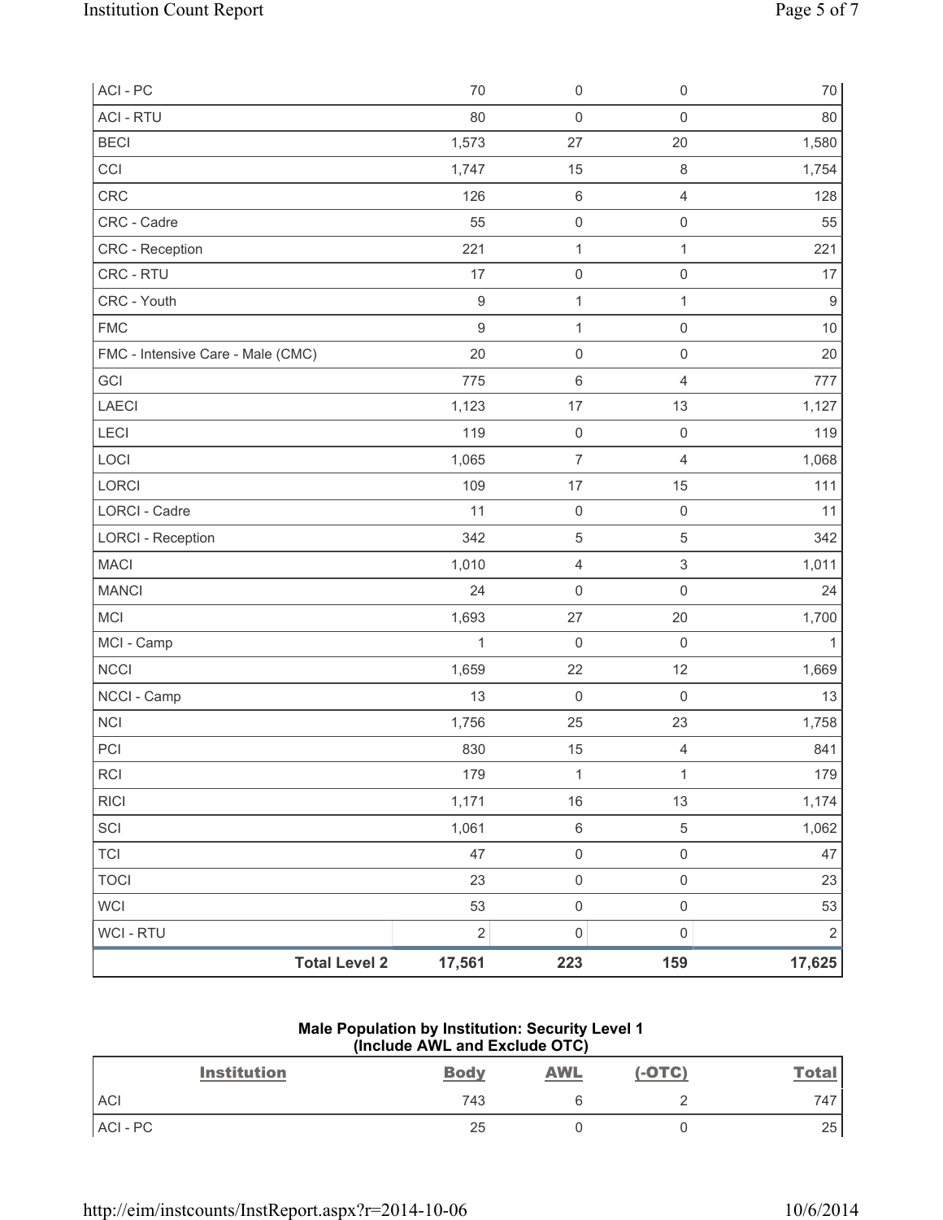| ACI - PC | 70 | 0 | 0 | 70 |
|---|---|---|---|---|
| ACI - RTU | 80 | 0 | 0 | 80 |
| BECI | 1,573 | 27 | 20 | 1,580 |
| CCI | 1,747 | 15 | 8 | 1,754 |
| CRC | 126 | 6 | 4 | 128 |
| CRC - Cadre | 55 | 0 | 0 | 55 |
| CRC - Reception | 221 | 1 | 1 | 221 |
| CRC - RTU | 17 | 0 | 0 | 17 |
| CRC - Youth | 9 | 1 | 1 | 9 |
| FMC | 9 | 1 | 0 | 10 |
| FMC - Intensive Care - Male (CMC) | 20 | 0 | 0 | 20 |
| GCI | 775 | 6 | 4 | 777 |
| LAECI | 1,123 | 17 | 13 | 1,127 |
| LECI | 119 | 0 | 0 | 119 |
| LOCI | 1,065 | 7 | 4 | 1,068 |
| LORCI | 109 | 17 | 15 | 111 |
| LORCI - Cadre | 11 | 0 | 0 | 11 |
| LORCI - Reception | 342 | 5 | 5 | 342 |
| MACI | 1,010 | 4 | 3 | 1,011 |
| MANCI | 24 | 0 | 0 | 24 |
| MCI | 1,693 | 27 | 20 | 1,700 |
| MCI - Camp | 1 | 0 | 0 | 1 |
| NCCI | 1,659 | 22 | 12 | 1,669 |
| NCCI - Camp | 13 | 0 | 0 | 13 |
| NCI | 1,756 | 25 | 23 | 1,758 |
| PCI | 830 | 15 | 4 | 841 |
| RCI | 179 | 1 | 1 | 179 |
| RICI | 1,171 | 16 | 13 | 1,174 |
| SCI | 1,061 | 6 | 5 | 1,062 |
| TCI | 47 | 0 | 0 | 47 |
| TOCI | 23 | 0 | 0 | 23 |
| WCI | 53 | 0 | 0 | 53 |
| WCI - RTU | 2 | 0 | 0 | 2 |
| **Total Level 2** | **17,561** | **223** | **159** | **17,625** |

**Male Population by Institution: Security Level 1**
**(Include AWL and Exclude OTC)**

| Institution | Body | AWL | (-OTC) | Total |
|---|---|---|---|---|
| ACI | 743 | 6 | 2 | 747 |
| ACI - PC | 25 | 0 | 0 | 25 |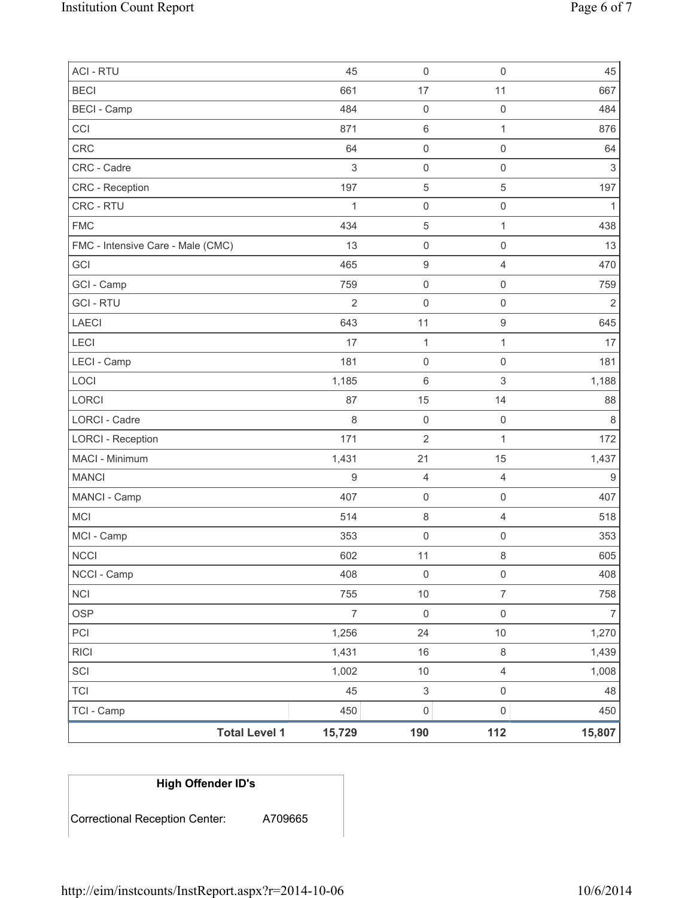| | | | | |
|---|---|---|---|---|
| ACI - RTU | 45 | 0 | 0 | 45 |
| BECI | 661 | 17 | 11 | 667 |
| BECI - Camp | 484 | 0 | 0 | 484 |
| CCI | 871 | 6 | 1 | 876 |
| CRC | 64 | 0 | 0 | 64 |
| CRC - Cadre | 3 | 0 | 0 | 3 |
| CRC - Reception | 197 | 5 | 5 | 197 |
| CRC - RTU | 1 | 0 | 0 | 1 |
| FMC | 434 | 5 | 1 | 438 |
| FMC - Intensive Care - Male (CMC) | 13 | 0 | 0 | 13 |
| GCI | 465 | 9 | 4 | 470 |
| GCI - Camp | 759 | 0 | 0 | 759 |
| GCI - RTU | 2 | 0 | 0 | 2 |
| LAECI | 643 | 11 | 9 | 645 |
| LECI | 17 | 1 | 1 | 17 |
| LECI - Camp | 181 | 0 | 0 | 181 |
| LOCI | 1,185 | 6 | 3 | 1,188 |
| LORCI | 87 | 15 | 14 | 88 |
| LORCI - Cadre | 8 | 0 | 0 | 8 |
| LORCI - Reception | 171 | 2 | 1 | 172 |
| MACI - Minimum | 1,431 | 21 | 15 | 1,437 |
| MANCI | 9 | 4 | 4 | 9 |
| MANCI - Camp | 407 | 0 | 0 | 407 |
| MCI | 514 | 8 | 4 | 518 |
| MCI - Camp | 353 | 0 | 0 | 353 |
| NCCI | 602 | 11 | 8 | 605 |
| NCCI - Camp | 408 | 0 | 0 | 408 |
| NCI | 755 | 10 | 7 | 758 |
| OSP | 7 | 0 | 0 | 7 |
| PCI | 1,256 | 24 | 10 | 1,270 |
| RICI | 1,431 | 16 | 8 | 1,439 |
| SCI | 1,002 | 10 | 4 | 1,008 |
| TCI | 45 | 3 | 0 | 48 |
| TCI - Camp | 450 | 0 | 0 | 450 |
| **Total Level 1** | **15,729** | **190** | **112** | **15,807** |

| High Offender ID's | |
|---|---|
| Correctional Reception Center: | A709665 |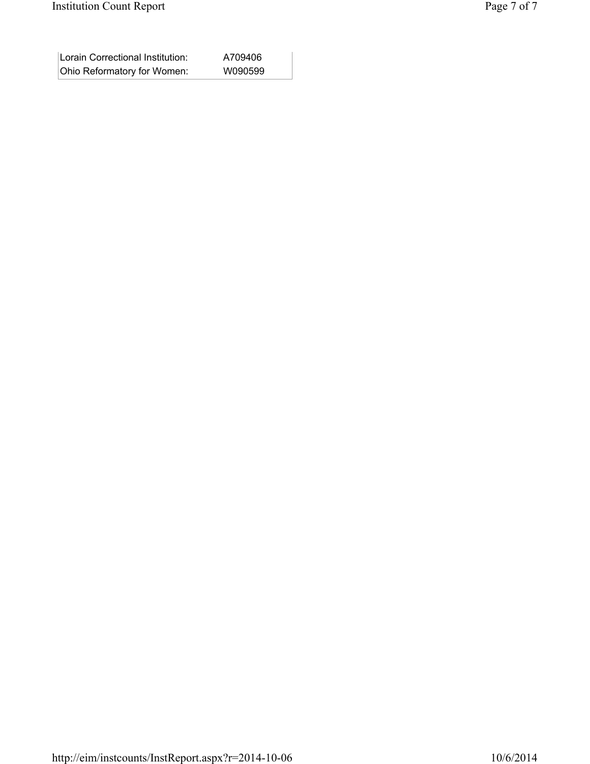| | |
|---|---|
| Lorain Correctional Institution: | A709406 |
| Ohio Reformatory for Women: | W090599 |